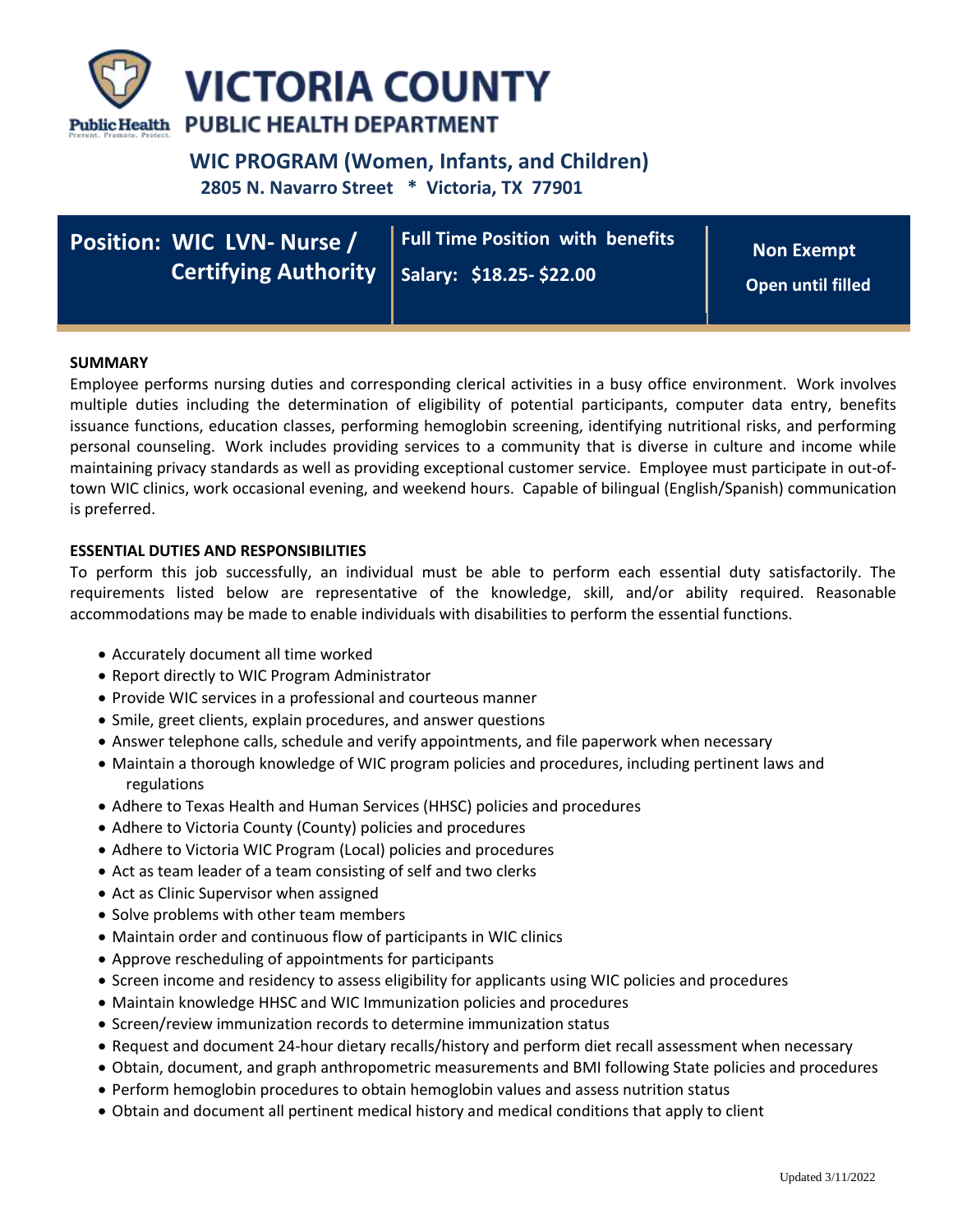# VICTORIA COUNTY

## PUBLIC HEALTH DEPARTMENT

Public Health
Prevent. Promote. Protect.

### WIC PROGRAM (Women, Infants, and Children)

**2805 N. Navarro Street * Victoria, TX 77901**

| Position: WIC LVN- Nurse / Certifying Authority | Full Time Position with benefits<br>Salary: $18.25- $22.00 | Non Exempt<br>Open until filled |
|---|---|---|

**SUMMARY**

Employee performs nursing duties and corresponding clerical activities in a busy office environment. Work involves multiple duties including the determination of eligibility of potential participants, computer data entry, benefits issuance functions, education classes, performing hemoglobin screening, identifying nutritional risks, and performing personal counseling. Work includes providing services to a community that is diverse in culture and income while maintaining privacy standards as well as providing exceptional customer service. Employee must participate in out-of-town WIC clinics, work occasional evening, and weekend hours. Capable of bilingual (English/Spanish) communication is preferred.

**ESSENTIAL DUTIES AND RESPONSIBILITIES**

To perform this job successfully, an individual must be able to perform each essential duty satisfactorily. The requirements listed below are representative of the knowledge, skill, and/or ability required. Reasonable accommodations may be made to enable individuals with disabilities to perform the essential functions.

- Accurately document all time worked
- Report directly to WIC Program Administrator
- Provide WIC services in a professional and courteous manner
- Smile, greet clients, explain procedures, and answer questions
- Answer telephone calls, schedule and verify appointments, and file paperwork when necessary
- Maintain a thorough knowledge of WIC program policies and procedures, including pertinent laws and regulations
- Adhere to Texas Health and Human Services (HHSC) policies and procedures
- Adhere to Victoria County (County) policies and procedures
- Adhere to Victoria WIC Program (Local) policies and procedures
- Act as team leader of a team consisting of self and two clerks
- Act as Clinic Supervisor when assigned
- Solve problems with other team members
- Maintain order and continuous flow of participants in WIC clinics
- Approve rescheduling of appointments for participants
- Screen income and residency to assess eligibility for applicants using WIC policies and procedures
- Maintain knowledge HHSC and WIC Immunization policies and procedures
- Screen/review immunization records to determine immunization status
- Request and document 24-hour dietary recalls/history and perform diet recall assessment when necessary
- Obtain, document, and graph anthropometric measurements and BMI following State policies and procedures
- Perform hemoglobin procedures to obtain hemoglobin values and assess nutrition status
- Obtain and document all pertinent medical history and medical conditions that apply to client

Updated 3/11/2022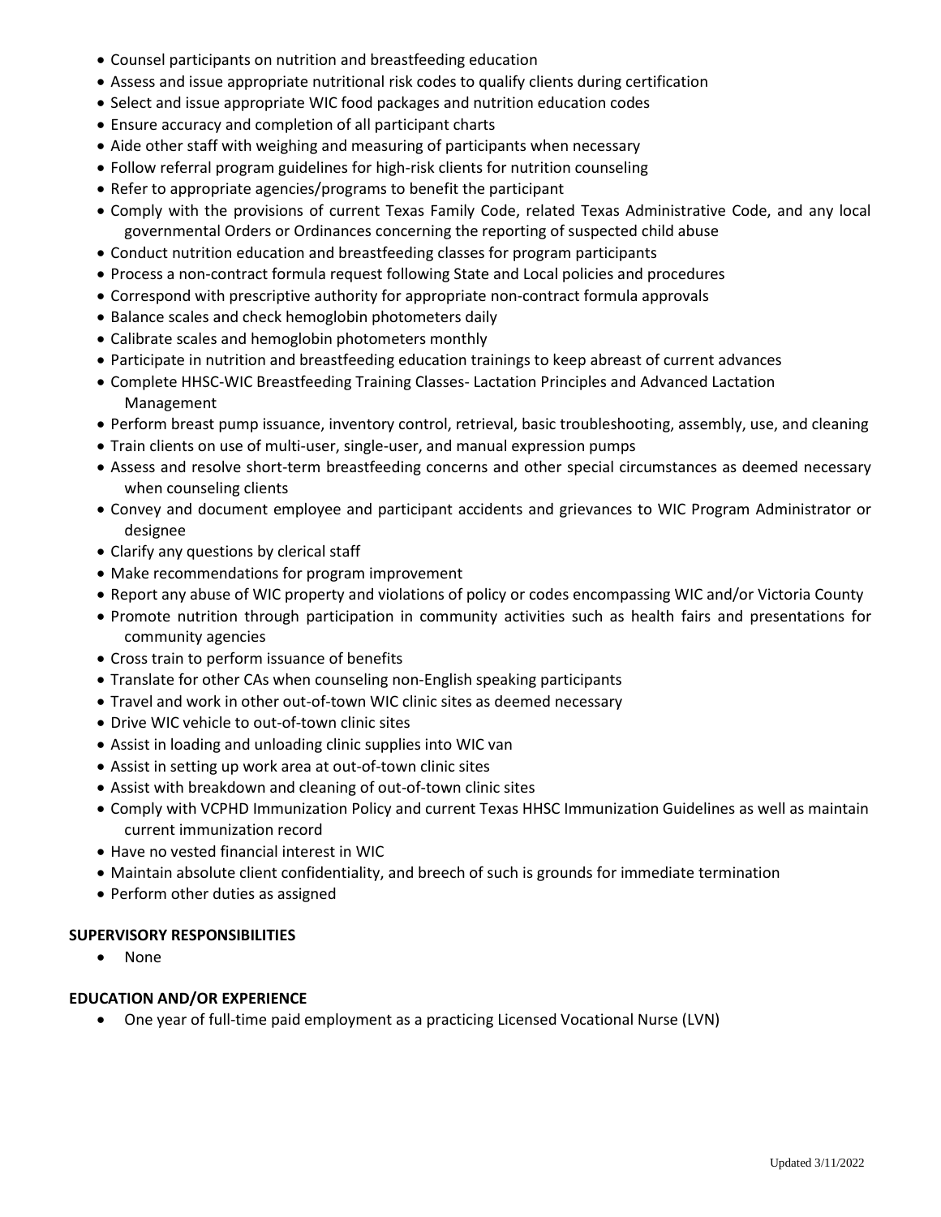- Counsel participants on nutrition and breastfeeding education
- Assess and issue appropriate nutritional risk codes to qualify clients during certification
- Select and issue appropriate WIC food packages and nutrition education codes
- Ensure accuracy and completion of all participant charts
- Aide other staff with weighing and measuring of participants when necessary
- Follow referral program guidelines for high-risk clients for nutrition counseling
- Refer to appropriate agencies/programs to benefit the participant
- Comply with the provisions of current Texas Family Code, related Texas Administrative Code, and any local governmental Orders or Ordinances concerning the reporting of suspected child abuse
- Conduct nutrition education and breastfeeding classes for program participants
- Process a non-contract formula request following State and Local policies and procedures
- Correspond with prescriptive authority for appropriate non-contract formula approvals
- Balance scales and check hemoglobin photometers daily
- Calibrate scales and hemoglobin photometers monthly
- Participate in nutrition and breastfeeding education trainings to keep abreast of current advances
- Complete HHSC-WIC Breastfeeding Training Classes- Lactation Principles and Advanced Lactation Management
- Perform breast pump issuance, inventory control, retrieval, basic troubleshooting, assembly, use, and cleaning
- Train clients on use of multi-user, single-user, and manual expression pumps
- Assess and resolve short-term breastfeeding concerns and other special circumstances as deemed necessary when counseling clients
- Convey and document employee and participant accidents and grievances to WIC Program Administrator or designee
- Clarify any questions by clerical staff
- Make recommendations for program improvement
- Report any abuse of WIC property and violations of policy or codes encompassing WIC and/or Victoria County
- Promote nutrition through participation in community activities such as health fairs and presentations for community agencies
- Cross train to perform issuance of benefits
- Translate for other CAs when counseling non-English speaking participants
- Travel and work in other out-of-town WIC clinic sites as deemed necessary
- Drive WIC vehicle to out-of-town clinic sites
- Assist in loading and unloading clinic supplies into WIC van
- Assist in setting up work area at out-of-town clinic sites
- Assist with breakdown and cleaning of out-of-town clinic sites
- Comply with VCPHD Immunization Policy and current Texas HHSC Immunization Guidelines as well as maintain current immunization record
- Have no vested financial interest in WIC
- Maintain absolute client confidentiality, and breech of such is grounds for immediate termination
- Perform other duties as assigned

**SUPERVISORY RESPONSIBILITIES**

- None

**EDUCATION AND/OR EXPERIENCE**

- One year of full-time paid employment as a practicing Licensed Vocational Nurse (LVN)

Updated 3/11/2022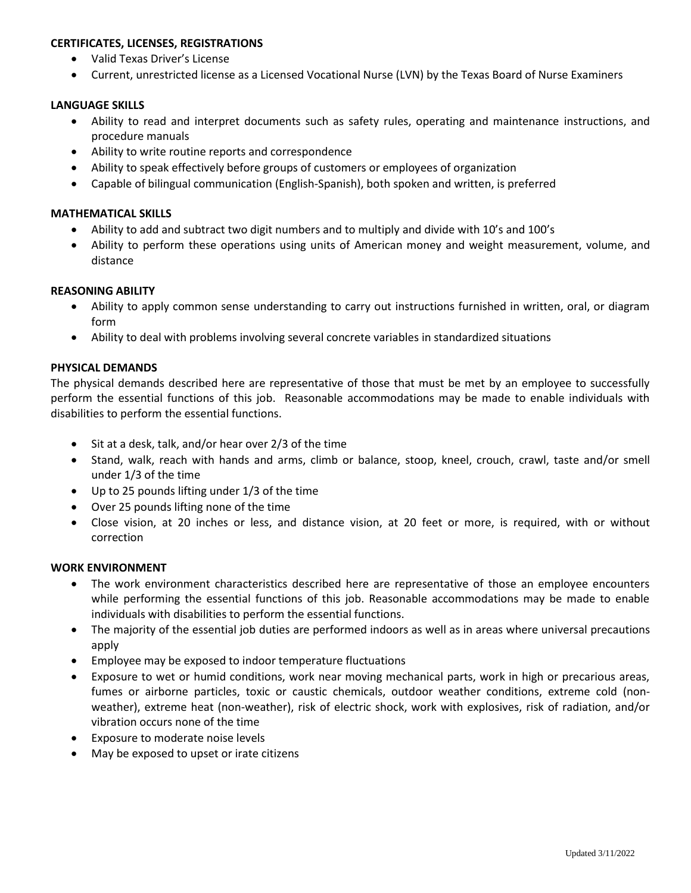**CERTIFICATES, LICENSES, REGISTRATIONS**

- Valid Texas Driver's License
- Current, unrestricted license as a Licensed Vocational Nurse (LVN) by the Texas Board of Nurse Examiners

**LANGUAGE SKILLS**

- Ability to read and interpret documents such as safety rules, operating and maintenance instructions, and procedure manuals
- Ability to write routine reports and correspondence
- Ability to speak effectively before groups of customers or employees of organization
- Capable of bilingual communication (English-Spanish), both spoken and written, is preferred

**MATHEMATICAL SKILLS**

- Ability to add and subtract two digit numbers and to multiply and divide with 10's and 100's
- Ability to perform these operations using units of American money and weight measurement, volume, and distance

**REASONING ABILITY**

- Ability to apply common sense understanding to carry out instructions furnished in written, oral, or diagram form
- Ability to deal with problems involving several concrete variables in standardized situations

**PHYSICAL DEMANDS**

The physical demands described here are representative of those that must be met by an employee to successfully perform the essential functions of this job. Reasonable accommodations may be made to enable individuals with disabilities to perform the essential functions.

- Sit at a desk, talk, and/or hear over 2/3 of the time
- Stand, walk, reach with hands and arms, climb or balance, stoop, kneel, crouch, crawl, taste and/or smell under 1/3 of the time
- Up to 25 pounds lifting under 1/3 of the time
- Over 25 pounds lifting none of the time
- Close vision, at 20 inches or less, and distance vision, at 20 feet or more, is required, with or without correction

**WORK ENVIRONMENT**

- The work environment characteristics described here are representative of those an employee encounters while performing the essential functions of this job. Reasonable accommodations may be made to enable individuals with disabilities to perform the essential functions.
- The majority of the essential job duties are performed indoors as well as in areas where universal precautions apply
- Employee may be exposed to indoor temperature fluctuations
- Exposure to wet or humid conditions, work near moving mechanical parts, work in high or precarious areas, fumes or airborne particles, toxic or caustic chemicals, outdoor weather conditions, extreme cold (non-weather), extreme heat (non-weather), risk of electric shock, work with explosives, risk of radiation, and/or vibration occurs none of the time
- Exposure to moderate noise levels
- May be exposed to upset or irate citizens

Updated 3/11/2022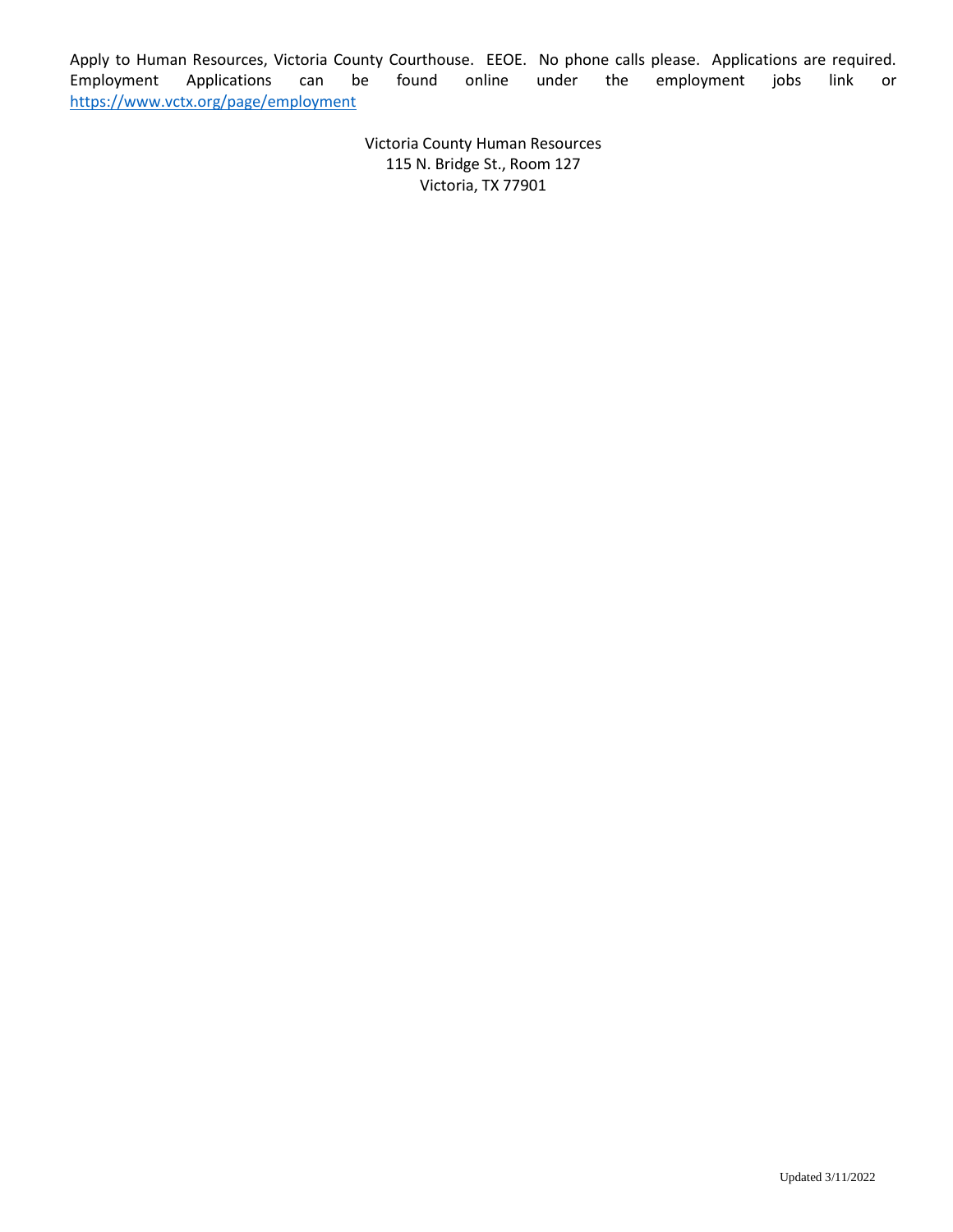Apply to Human Resources, Victoria County Courthouse. EEOE. No phone calls please. Applications are required. Employment Applications can be found online under the employment jobs link or https://www.vctx.org/page/employment

Victoria County Human Resources  
115 N. Bridge St., Room 127  
Victoria, TX 77901

Updated 3/11/2022